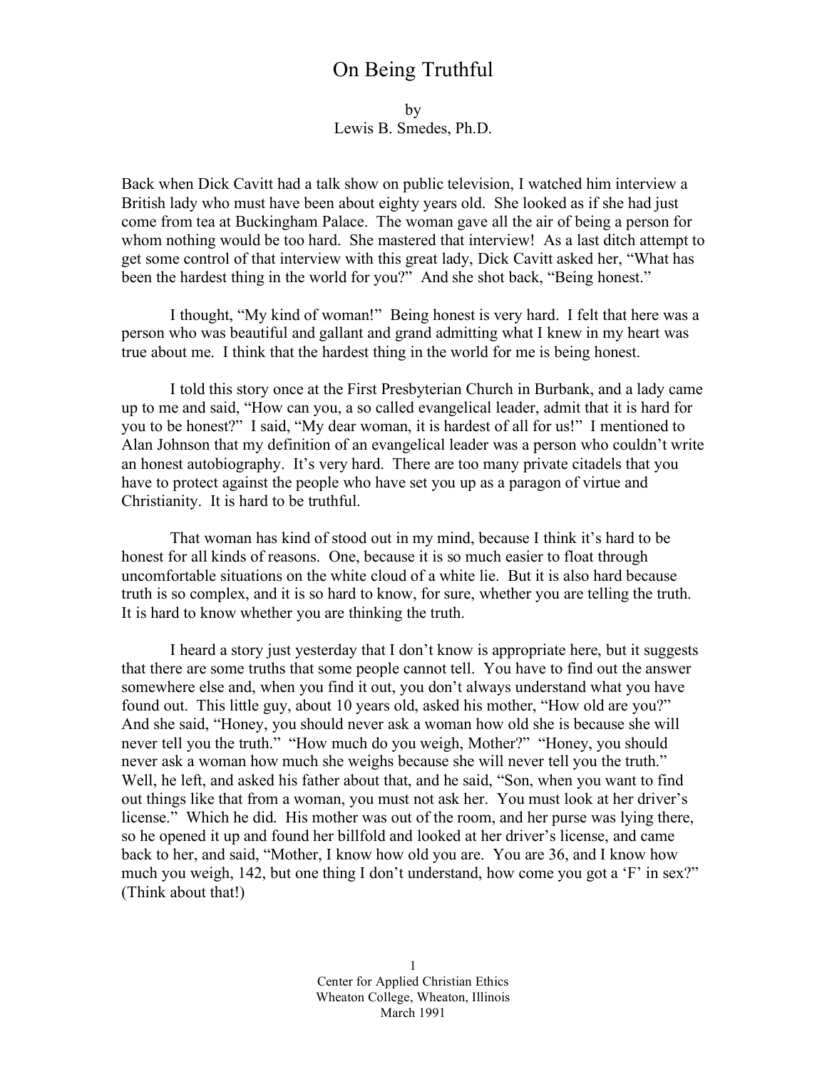# On Being Truthful

by
Lewis B. Smedes, Ph.D.

Back when Dick Cavitt had a talk show on public television, I watched him interview a British lady who must have been about eighty years old. She looked as if she had just come from tea at Buckingham Palace. The woman gave all the air of being a person for whom nothing would be too hard. She mastered that interview! As a last ditch attempt to get some control of that interview with this great lady, Dick Cavitt asked her, "What has been the hardest thing in the world for you?" And she shot back, "Being honest."

I thought, "My kind of woman!" Being honest is very hard. I felt that here was a person who was beautiful and gallant and grand admitting what I knew in my heart was true about me. I think that the hardest thing in the world for me is being honest.

I told this story once at the First Presbyterian Church in Burbank, and a lady came up to me and said, "How can you, a so called evangelical leader, admit that it is hard for you to be honest?" I said, "My dear woman, it is hardest of all for us!" I mentioned to Alan Johnson that my definition of an evangelical leader was a person who couldn't write an honest autobiography. It's very hard. There are too many private citadels that you have to protect against the people who have set you up as a paragon of virtue and Christianity. It is hard to be truthful.

That woman has kind of stood out in my mind, because I think it's hard to be honest for all kinds of reasons. One, because it is so much easier to float through uncomfortable situations on the white cloud of a white lie. But it is also hard because truth is so complex, and it is so hard to know, for sure, whether you are telling the truth. It is hard to know whether you are thinking the truth.

I heard a story just yesterday that I don't know is appropriate here, but it suggests that there are some truths that some people cannot tell. You have to find out the answer somewhere else and, when you find it out, you don't always understand what you have found out. This little guy, about 10 years old, asked his mother, "How old are you?" And she said, "Honey, you should never ask a woman how old she is because she will never tell you the truth." "How much do you weigh, Mother?" "Honey, you should never ask a woman how much she weighs because she will never tell you the truth." Well, he left, and asked his father about that, and he said, "Son, when you want to find out things like that from a woman, you must not ask her. You must look at her driver's license." Which he did. His mother was out of the room, and her purse was lying there, so he opened it up and found her billfold and looked at her driver's license, and came back to her, and said, "Mother, I know how old you are. You are 36, and I know how much you weigh, 142, but one thing I don't understand, how come you got a 'F' in sex?" (Think about that!)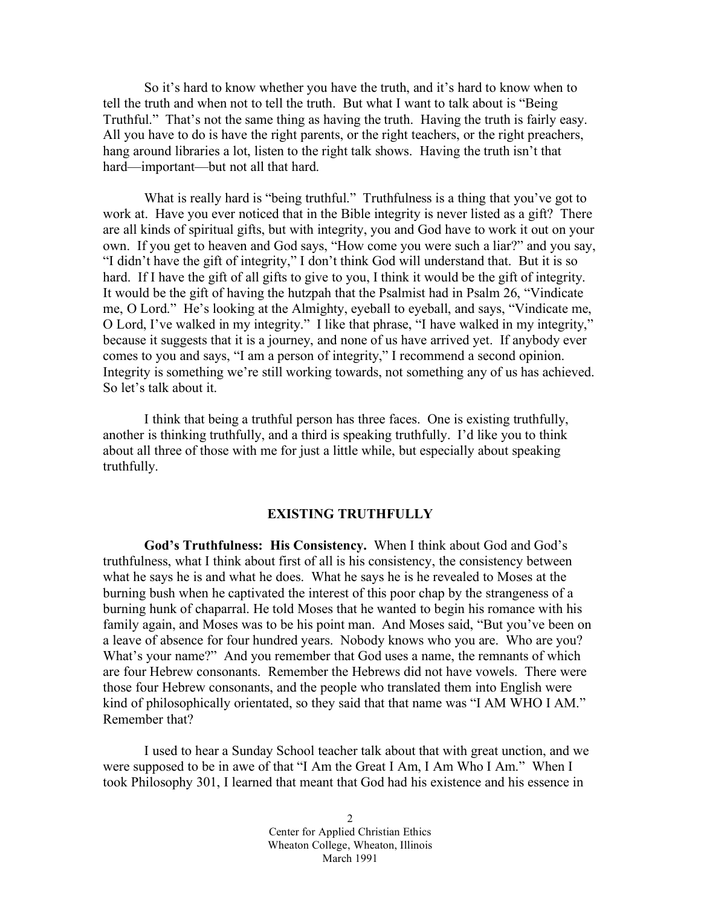So it's hard to know whether you have the truth, and it's hard to know when to tell the truth and when not to tell the truth. But what I want to talk about is "Being Truthful." That's not the same thing as having the truth. Having the truth is fairly easy. All you have to do is have the right parents, or the right teachers, or the right preachers, hang around libraries a lot, listen to the right talk shows. Having the truth isn't that hard—important—but not all that hard.

What is really hard is "being truthful." Truthfulness is a thing that you've got to work at. Have you ever noticed that in the Bible integrity is never listed as a gift? There are all kinds of spiritual gifts, but with integrity, you and God have to work it out on your own. If you get to heaven and God says, "How come you were such a liar?" and you say, "I didn't have the gift of integrity," I don't think God will understand that. But it is so hard. If I have the gift of all gifts to give to you, I think it would be the gift of integrity. It would be the gift of having the hutzpah that the Psalmist had in Psalm 26, "Vindicate me, O Lord." He's looking at the Almighty, eyeball to eyeball, and says, "Vindicate me, O Lord, I've walked in my integrity." I like that phrase, "I have walked in my integrity," because it suggests that it is a journey, and none of us have arrived yet. If anybody ever comes to you and says, "I am a person of integrity," I recommend a second opinion. Integrity is something we're still working towards, not something any of us has achieved. So let's talk about it.

I think that being a truthful person has three faces. One is existing truthfully, another is thinking truthfully, and a third is speaking truthfully. I'd like you to think about all three of those with me for just a little while, but especially about speaking truthfully.

## EXISTING TRUTHFULLY

**God's Truthfulness: His Consistency.** When I think about God and God's truthfulness, what I think about first of all is his consistency, the consistency between what he says he is and what he does. What he says he is he revealed to Moses at the burning bush when he captivated the interest of this poor chap by the strangeness of a burning hunk of chaparral. He told Moses that he wanted to begin his romance with his family again, and Moses was to be his point man. And Moses said, "But you've been on a leave of absence for four hundred years. Nobody knows who you are. Who are you? What's your name?" And you remember that God uses a name, the remnants of which are four Hebrew consonants. Remember the Hebrews did not have vowels. There were those four Hebrew consonants, and the people who translated them into English were kind of philosophically orientated, so they said that that name was "I AM WHO I AM." Remember that?

I used to hear a Sunday School teacher talk about that with great unction, and we were supposed to be in awe of that "I Am the Great I Am, I Am Who I Am." When I took Philosophy 301, I learned that meant that God had his existence and his essence in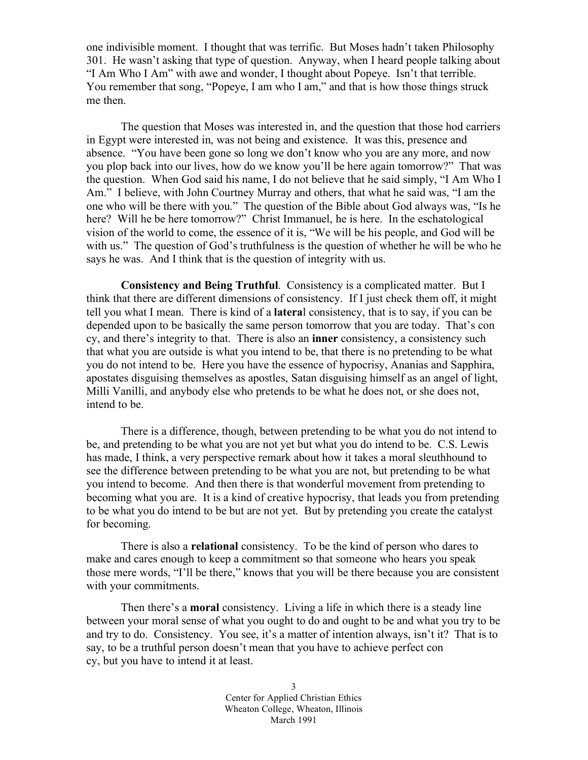one indivisible moment. I thought that was terrific. But Moses hadn't taken Philosophy 301. He wasn't asking that type of question. Anyway, when I heard people talking about "I Am Who I Am" with awe and wonder, I thought about Popeye. Isn't that terrible. You remember that song, "Popeye, I am who I am," and that is how those things struck me then.

The question that Moses was interested in, and the question that those hod carriers in Egypt were interested in, was not being and existence. It was this, presence and absence. "You have been gone so long we don't know who you are any more, and now you plop back into our lives, how do we know you'll be here again tomorrow?" That was the question. When God said his name, I do not believe that he said simply, "I Am Who I Am." I believe, with John Courtney Murray and others, that what he said was, "I am the one who will be there with you." The question of the Bible about God always was, "Is he here? Will he be here tomorrow?" Christ Immanuel, he is here. In the eschatological vision of the world to come, the essence of it is, "We will be his people, and God will be with us." The question of God's truthfulness is the question of whether he will be who he says he was. And I think that is the question of integrity with us.

**Consistency and Being Truthful**. Consistency is a complicated matter. But I think that there are different dimensions of consistency. If I just check them off, it might tell you what I mean. There is kind of a **latera**l consistency, that is to say, if you can be depended upon to be basically the same person tomorrow that you are today. That's con cy, and there's integrity to that. There is also an **inner** consistency, a consistency such that what you are outside is what you intend to be, that there is no pretending to be what you do not intend to be. Here you have the essence of hypocrisy, Ananias and Sapphira, apostates disguising themselves as apostles, Satan disguising himself as an angel of light, Milli Vanilli, and anybody else who pretends to be what he does not, or she does not, intend to be.

There is a difference, though, between pretending to be what you do not intend to be, and pretending to be what you are not yet but what you do intend to be. C.S. Lewis has made, I think, a very perspective remark about how it takes a moral sleuthhound to see the difference between pretending to be what you are not, but pretending to be what you intend to become. And then there is that wonderful movement from pretending to becoming what you are. It is a kind of creative hypocrisy, that leads you from pretending to be what you do intend to be but are not yet. But by pretending you create the catalyst for becoming.

There is also a **relational** consistency. To be the kind of person who dares to make and cares enough to keep a commitment so that someone who hears you speak those mere words, "I'll be there," knows that you will be there because you are consistent with your commitments.

Then there's a **moral** consistency. Living a life in which there is a steady line between your moral sense of what you ought to do and ought to be and what you try to be and try to do. Consistency. You see, it's a matter of intention always, isn't it? That is to say, to be a truthful person doesn't mean that you have to achieve perfect con cy, but you have to intend it at least.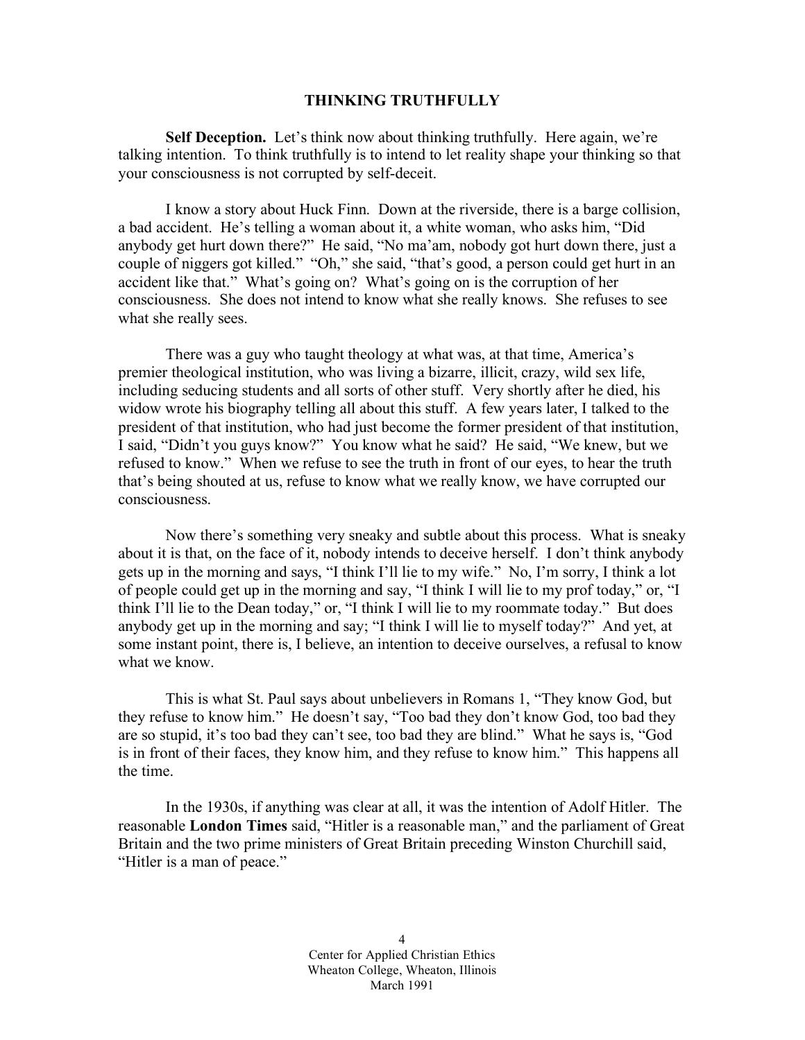## THINKING TRUTHFULLY

**Self Deception.** Let's think now about thinking truthfully. Here again, we're talking intention. To think truthfully is to intend to let reality shape your thinking so that your consciousness is not corrupted by self-deceit.

I know a story about Huck Finn. Down at the riverside, there is a barge collision, a bad accident. He's telling a woman about it, a white woman, who asks him, "Did anybody get hurt down there?" He said, "No ma'am, nobody got hurt down there, just a couple of niggers got killed." "Oh," she said, "that's good, a person could get hurt in an accident like that." What's going on? What's going on is the corruption of her consciousness. She does not intend to know what she really knows. She refuses to see what she really sees.

There was a guy who taught theology at what was, at that time, America's premier theological institution, who was living a bizarre, illicit, crazy, wild sex life, including seducing students and all sorts of other stuff. Very shortly after he died, his widow wrote his biography telling all about this stuff. A few years later, I talked to the president of that institution, who had just become the former president of that institution, I said, "Didn't you guys know?" You know what he said? He said, "We knew, but we refused to know." When we refuse to see the truth in front of our eyes, to hear the truth that's being shouted at us, refuse to know what we really know, we have corrupted our consciousness.

Now there's something very sneaky and subtle about this process. What is sneaky about it is that, on the face of it, nobody intends to deceive herself. I don't think anybody gets up in the morning and says, "I think I'll lie to my wife." No, I'm sorry, I think a lot of people could get up in the morning and say, "I think I will lie to my prof today," or, "I think I'll lie to the Dean today," or, "I think I will lie to my roommate today." But does anybody get up in the morning and say; "I think I will lie to myself today?" And yet, at some instant point, there is, I believe, an intention to deceive ourselves, a refusal to know what we know.

This is what St. Paul says about unbelievers in Romans 1, "They know God, but they refuse to know him." He doesn't say, "Too bad they don't know God, too bad they are so stupid, it's too bad they can't see, too bad they are blind." What he says is, "God is in front of their faces, they know him, and they refuse to know him." This happens all the time.

In the 1930s, if anything was clear at all, it was the intention of Adolf Hitler. The reasonable **London Times** said, "Hitler is a reasonable man," and the parliament of Great Britain and the two prime ministers of Great Britain preceding Winston Churchill said, "Hitler is a man of peace."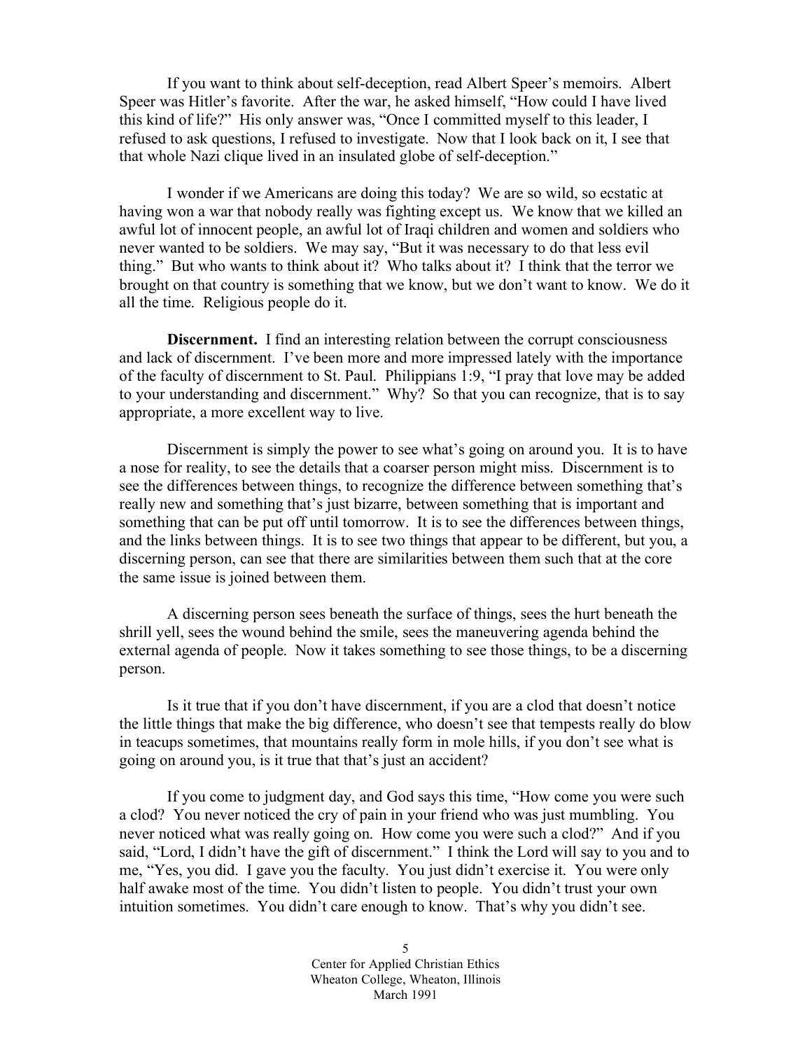If you want to think about self-deception, read Albert Speer's memoirs. Albert Speer was Hitler's favorite. After the war, he asked himself, "How could I have lived this kind of life?" His only answer was, "Once I committed myself to this leader, I refused to ask questions, I refused to investigate. Now that I look back on it, I see that that whole Nazi clique lived in an insulated globe of self-deception."

I wonder if we Americans are doing this today? We are so wild, so ecstatic at having won a war that nobody really was fighting except us. We know that we killed an awful lot of innocent people, an awful lot of Iraqi children and women and soldiers who never wanted to be soldiers. We may say, "But it was necessary to do that less evil thing." But who wants to think about it? Who talks about it? I think that the terror we brought on that country is something that we know, but we don't want to know. We do it all the time. Religious people do it.

**Discernment.** I find an interesting relation between the corrupt consciousness and lack of discernment. I've been more and more impressed lately with the importance of the faculty of discernment to St. Paul. Philippians 1:9, "I pray that love may be added to your understanding and discernment." Why? So that you can recognize, that is to say appropriate, a more excellent way to live.

Discernment is simply the power to see what's going on around you. It is to have a nose for reality, to see the details that a coarser person might miss. Discernment is to see the differences between things, to recognize the difference between something that's really new and something that's just bizarre, between something that is important and something that can be put off until tomorrow. It is to see the differences between things, and the links between things. It is to see two things that appear to be different, but you, a discerning person, can see that there are similarities between them such that at the core the same issue is joined between them.

A discerning person sees beneath the surface of things, sees the hurt beneath the shrill yell, sees the wound behind the smile, sees the maneuvering agenda behind the external agenda of people. Now it takes something to see those things, to be a discerning person.

Is it true that if you don't have discernment, if you are a clod that doesn't notice the little things that make the big difference, who doesn't see that tempests really do blow in teacups sometimes, that mountains really form in mole hills, if you don't see what is going on around you, is it true that that's just an accident?

If you come to judgment day, and God says this time, "How come you were such a clod? You never noticed the cry of pain in your friend who was just mumbling. You never noticed what was really going on. How come you were such a clod?" And if you said, "Lord, I didn't have the gift of discernment." I think the Lord will say to you and to me, "Yes, you did. I gave you the faculty. You just didn't exercise it. You were only half awake most of the time. You didn't listen to people. You didn't trust your own intuition sometimes. You didn't care enough to know. That's why you didn't see.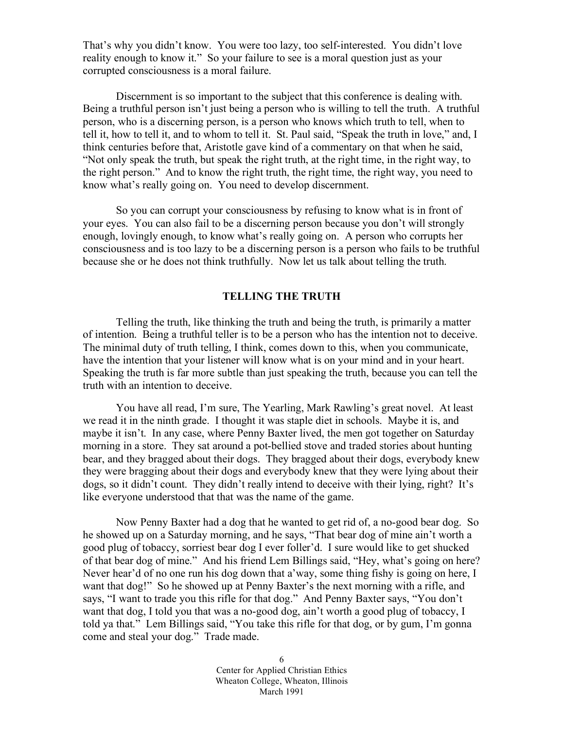That's why you didn't know. You were too lazy, too self-interested. You didn't love reality enough to know it." So your failure to see is a moral question just as your corrupted consciousness is a moral failure.

Discernment is so important to the subject that this conference is dealing with. Being a truthful person isn't just being a person who is willing to tell the truth. A truthful person, who is a discerning person, is a person who knows which truth to tell, when to tell it, how to tell it, and to whom to tell it. St. Paul said, "Speak the truth in love," and, I think centuries before that, Aristotle gave kind of a commentary on that when he said, "Not only speak the truth, but speak the right truth, at the right time, in the right way, to the right person." And to know the right truth, the right time, the right way, you need to know what's really going on. You need to develop discernment.

So you can corrupt your consciousness by refusing to know what is in front of your eyes. You can also fail to be a discerning person because you don't will strongly enough, lovingly enough, to know what's really going on. A person who corrupts her consciousness and is too lazy to be a discerning person is a person who fails to be truthful because she or he does not think truthfully. Now let us talk about telling the truth.

## TELLING THE TRUTH

Telling the truth, like thinking the truth and being the truth, is primarily a matter of intention. Being a truthful teller is to be a person who has the intention not to deceive. The minimal duty of truth telling, I think, comes down to this, when you communicate, have the intention that your listener will know what is on your mind and in your heart. Speaking the truth is far more subtle than just speaking the truth, because you can tell the truth with an intention to deceive.

You have all read, I'm sure, The Yearling, Mark Rawling's great novel. At least we read it in the ninth grade. I thought it was staple diet in schools. Maybe it is, and maybe it isn't. In any case, where Penny Baxter lived, the men got together on Saturday morning in a store. They sat around a pot-bellied stove and traded stories about hunting bear, and they bragged about their dogs. They bragged about their dogs, everybody knew they were bragging about their dogs and everybody knew that they were lying about their dogs, so it didn't count. They didn't really intend to deceive with their lying, right? It's like everyone understood that that was the name of the game.

Now Penny Baxter had a dog that he wanted to get rid of, a no-good bear dog. So he showed up on a Saturday morning, and he says, "That bear dog of mine ain't worth a good plug of tobacco, sorriest bear dog I ever foller'd. I sure would like to get shucked of that bear dog of mine." And his friend Lem Billings said, "Hey, what's going on here? Never hear'd of no one run his dog down that a'way, some thing fishy is going on here, I want that dog!" So he showed up at Penny Baxter's the next morning with a rifle, and says, "I want to trade you this rifle for that dog." And Penny Baxter says, "You don't want that dog, I told you that was a no-good dog, ain't worth a good plug of tobaccy, I told ya that." Lem Billings said, "You take this rifle for that dog, or by gum, I'm gonna come and steal your dog." Trade made.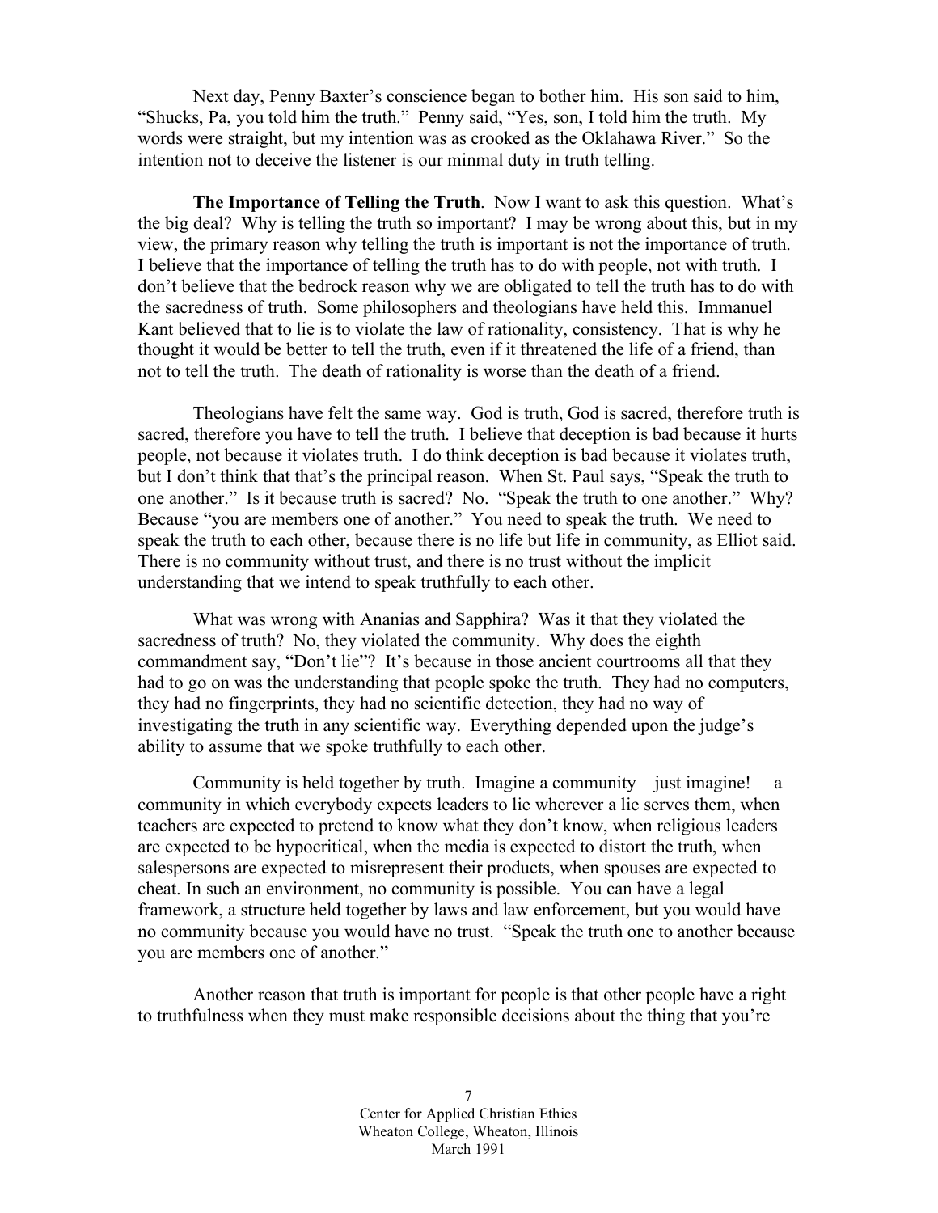Next day, Penny Baxter's conscience began to bother him. His son said to him, "Shucks, Pa, you told him the truth." Penny said, "Yes, son, I told him the truth. My words were straight, but my intention was as crooked as the Oklahawa River." So the intention not to deceive the listener is our minmal duty in truth telling.

**The Importance of Telling the Truth**. Now I want to ask this question. What's the big deal? Why is telling the truth so important? I may be wrong about this, but in my view, the primary reason why telling the truth is important is not the importance of truth. I believe that the importance of telling the truth has to do with people, not with truth. I don't believe that the bedrock reason why we are obligated to tell the truth has to do with the sacredness of truth. Some philosophers and theologians have held this. Immanuel Kant believed that to lie is to violate the law of rationality, consistency. That is why he thought it would be better to tell the truth, even if it threatened the life of a friend, than not to tell the truth. The death of rationality is worse than the death of a friend.

Theologians have felt the same way. God is truth, God is sacred, therefore truth is sacred, therefore you have to tell the truth. I believe that deception is bad because it hurts people, not because it violates truth. I do think deception is bad because it violates truth, but I don't think that that's the principal reason. When St. Paul says, "Speak the truth to one another." Is it because truth is sacred? No. "Speak the truth to one another." Why? Because "you are members one of another." You need to speak the truth. We need to speak the truth to each other, because there is no life but life in community, as Elliot said. There is no community without trust, and there is no trust without the implicit understanding that we intend to speak truthfully to each other.

What was wrong with Ananias and Sapphira? Was it that they violated the sacredness of truth? No, they violated the community. Why does the eighth commandment say, "Don't lie"? It's because in those ancient courtrooms all that they had to go on was the understanding that people spoke the truth. They had no computers, they had no fingerprints, they had no scientific detection, they had no way of investigating the truth in any scientific way. Everything depended upon the judge's ability to assume that we spoke truthfully to each other.

Community is held together by truth. Imagine a community—just imagine! —a community in which everybody expects leaders to lie wherever a lie serves them, when teachers are expected to pretend to know what they don't know, when religious leaders are expected to be hypocritical, when the media is expected to distort the truth, when salespersons are expected to misrepresent their products, when spouses are expected to cheat. In such an environment, no community is possible. You can have a legal framework, a structure held together by laws and law enforcement, but you would have no community because you would have no trust. "Speak the truth one to another because you are members one of another."

Another reason that truth is important for people is that other people have a right to truthfulness when they must make responsible decisions about the thing that you're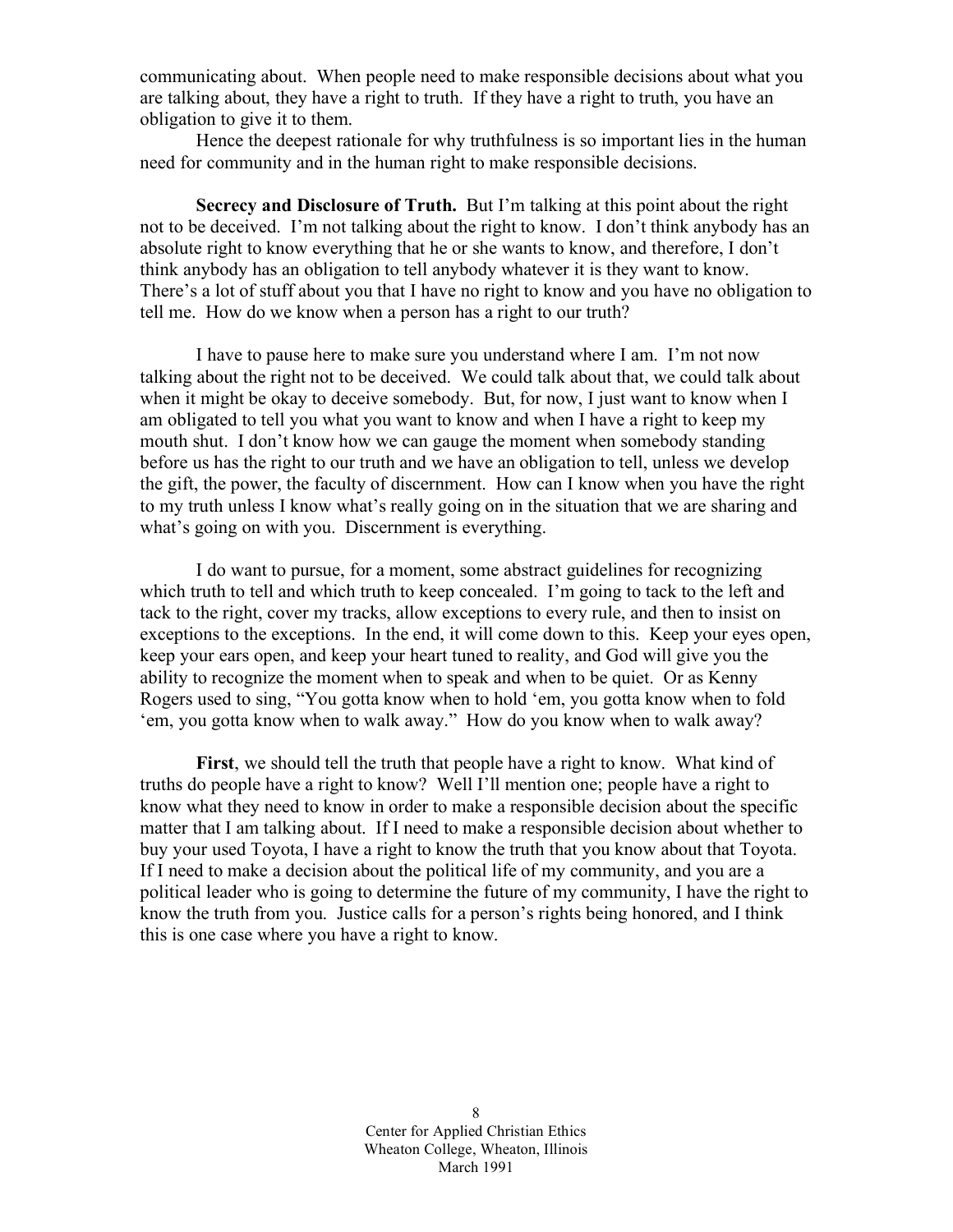communicating about. When people need to make responsible decisions about what you are talking about, they have a right to truth. If they have a right to truth, you have an obligation to give it to them.

Hence the deepest rationale for why truthfulness is so important lies in the human need for community and in the human right to make responsible decisions.

**Secrecy and Disclosure of Truth.** But I'm talking at this point about the right not to be deceived. I'm not talking about the right to know. I don't think anybody has an absolute right to know everything that he or she wants to know, and therefore, I don't think anybody has an obligation to tell anybody whatever it is they want to know. There's a lot of stuff about you that I have no right to know and you have no obligation to tell me. How do we know when a person has a right to our truth?

I have to pause here to make sure you understand where I am. I'm not now talking about the right not to be deceived. We could talk about that, we could talk about when it might be okay to deceive somebody. But, for now, I just want to know when I am obligated to tell you what you want to know and when I have a right to keep my mouth shut. I don't know how we can gauge the moment when somebody standing before us has the right to our truth and we have an obligation to tell, unless we develop the gift, the power, the faculty of discernment. How can I know when you have the right to my truth unless I know what's really going on in the situation that we are sharing and what's going on with you. Discernment is everything.

I do want to pursue, for a moment, some abstract guidelines for recognizing which truth to tell and which truth to keep concealed. I'm going to tack to the left and tack to the right, cover my tracks, allow exceptions to every rule, and then to insist on exceptions to the exceptions. In the end, it will come down to this. Keep your eyes open, keep your ears open, and keep your heart tuned to reality, and God will give you the ability to recognize the moment when to speak and when to be quiet. Or as Kenny Rogers used to sing, "You gotta know when to hold 'em, you gotta know when to fold 'em, you gotta know when to walk away." How do you know when to walk away?

**First**, we should tell the truth that people have a right to know. What kind of truths do people have a right to know? Well I'll mention one; people have a right to know what they need to know in order to make a responsible decision about the specific matter that I am talking about. If I need to make a responsible decision about whether to buy your used Toyota, I have a right to know the truth that you know about that Toyota. If I need to make a decision about the political life of my community, and you are a political leader who is going to determine the future of my community, I have the right to know the truth from you. Justice calls for a person's rights being honored, and I think this is one case where you have a right to know.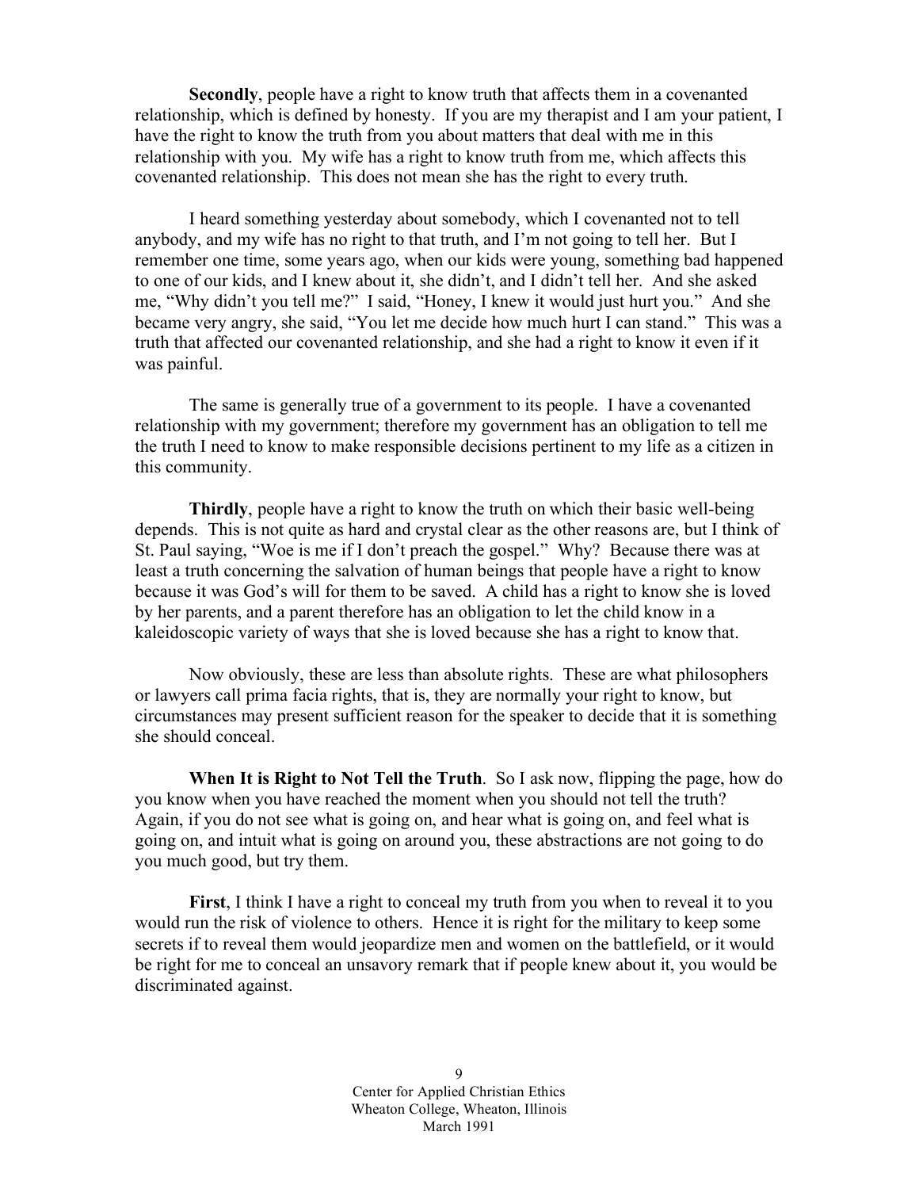**Secondly**, people have a right to know truth that affects them in a covenanted relationship, which is defined by honesty. If you are my therapist and I am your patient, I have the right to know the truth from you about matters that deal with me in this relationship with you. My wife has a right to know truth from me, which affects this covenanted relationship. This does not mean she has the right to every truth.

I heard something yesterday about somebody, which I covenanted not to tell anybody, and my wife has no right to that truth, and I'm not going to tell her. But I remember one time, some years ago, when our kids were young, something bad happened to one of our kids, and I knew about it, she didn't, and I didn't tell her. And she asked me, "Why didn't you tell me?" I said, "Honey, I knew it would just hurt you." And she became very angry, she said, "You let me decide how much hurt I can stand." This was a truth that affected our covenanted relationship, and she had a right to know it even if it was painful.

The same is generally true of a government to its people. I have a covenanted relationship with my government; therefore my government has an obligation to tell me the truth I need to know to make responsible decisions pertinent to my life as a citizen in this community.

**Thirdly**, people have a right to know the truth on which their basic well-being depends. This is not quite as hard and crystal clear as the other reasons are, but I think of St. Paul saying, "Woe is me if I don't preach the gospel." Why? Because there was at least a truth concerning the salvation of human beings that people have a right to know because it was God's will for them to be saved. A child has a right to know she is loved by her parents, and a parent therefore has an obligation to let the child know in a kaleidoscopic variety of ways that she is loved because she has a right to know that.

Now obviously, these are less than absolute rights. These are what philosophers or lawyers call prima facia rights, that is, they are normally your right to know, but circumstances may present sufficient reason for the speaker to decide that it is something she should conceal.

**When It is Right to Not Tell the Truth**. So I ask now, flipping the page, how do you know when you have reached the moment when you should not tell the truth? Again, if you do not see what is going on, and hear what is going on, and feel what is going on, and intuit what is going on around you, these abstractions are not going to do you much good, but try them.

**First**, I think I have a right to conceal my truth from you when to reveal it to you would run the risk of violence to others. Hence it is right for the military to keep some secrets if to reveal them would jeopardize men and women on the battlefield, or it would be right for me to conceal an unsavory remark that if people knew about it, you would be discriminated against.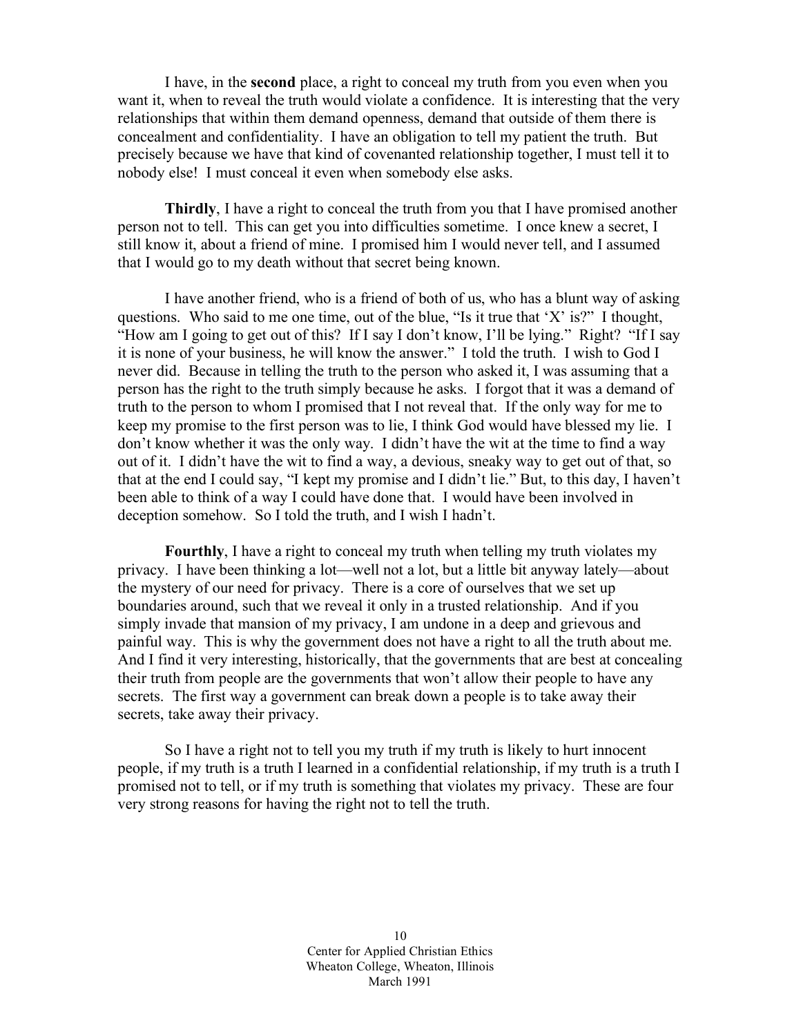I have, in the **second** place, a right to conceal my truth from you even when you want it, when to reveal the truth would violate a confidence. It is interesting that the very relationships that within them demand openness, demand that outside of them there is concealment and confidentiality. I have an obligation to tell my patient the truth. But precisely because we have that kind of covenanted relationship together, I must tell it to nobody else! I must conceal it even when somebody else asks.

**Thirdly**, I have a right to conceal the truth from you that I have promised another person not to tell. This can get you into difficulties sometime. I once knew a secret, I still know it, about a friend of mine. I promised him I would never tell, and I assumed that I would go to my death without that secret being known.

I have another friend, who is a friend of both of us, who has a blunt way of asking questions. Who said to me one time, out of the blue, "Is it true that 'X' is?" I thought, "How am I going to get out of this? If I say I don't know, I'll be lying." Right? "If I say it is none of your business, he will know the answer." I told the truth. I wish to God I never did. Because in telling the truth to the person who asked it, I was assuming that a person has the right to the truth simply because he asks. I forgot that it was a demand of truth to the person to whom I promised that I not reveal that. If the only way for me to keep my promise to the first person was to lie, I think God would have blessed my lie. I don't know whether it was the only way. I didn't have the wit at the time to find a way out of it. I didn't have the wit to find a way, a devious, sneaky way to get out of that, so that at the end I could say, "I kept my promise and I didn't lie." But, to this day, I haven't been able to think of a way I could have done that. I would have been involved in deception somehow. So I told the truth, and I wish I hadn't.

**Fourthly**, I have a right to conceal my truth when telling my truth violates my privacy. I have been thinking a lot—well not a lot, but a little bit anyway lately—about the mystery of our need for privacy. There is a core of ourselves that we set up boundaries around, such that we reveal it only in a trusted relationship. And if you simply invade that mansion of my privacy, I am undone in a deep and grievous and painful way. This is why the government does not have a right to all the truth about me. And I find it very interesting, historically, that the governments that are best at concealing their truth from people are the governments that won't allow their people to have any secrets. The first way a government can break down a people is to take away their secrets, take away their privacy.

So I have a right not to tell you my truth if my truth is likely to hurt innocent people, if my truth is a truth I learned in a confidential relationship, if my truth is a truth I promised not to tell, or if my truth is something that violates my privacy. These are four very strong reasons for having the right not to tell the truth.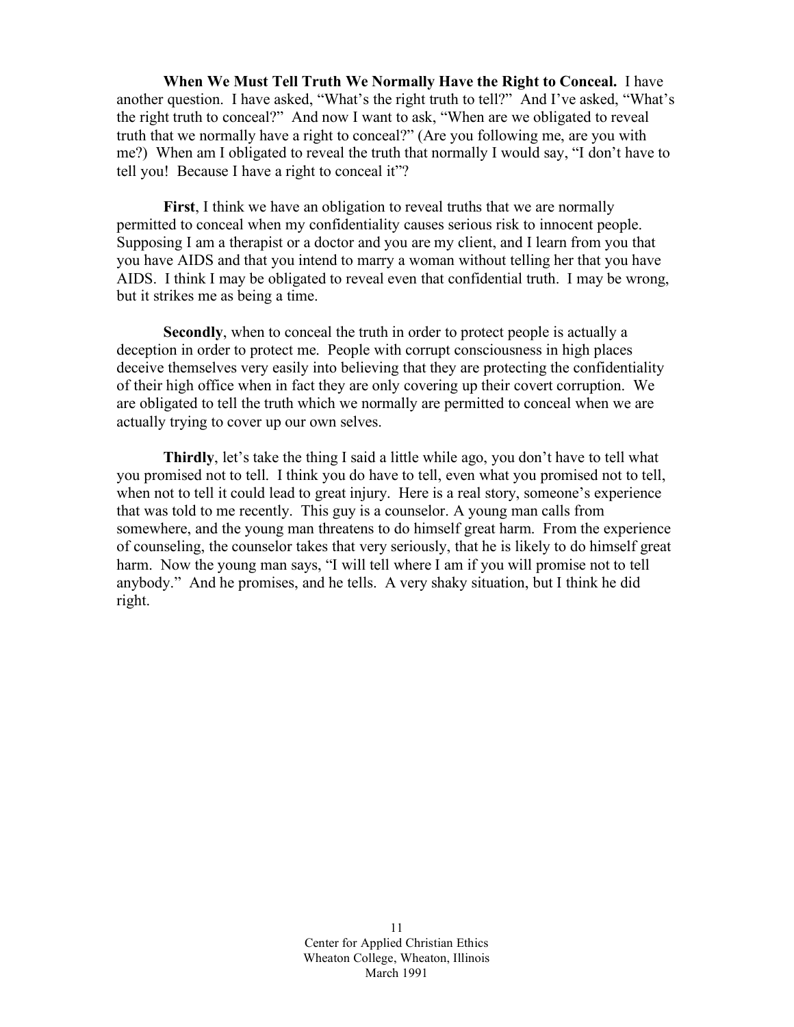**When We Must Tell Truth We Normally Have the Right to Conceal.** I have another question. I have asked, "What's the right truth to tell?" And I've asked, "What's the right truth to conceal?" And now I want to ask, "When are we obligated to reveal truth that we normally have a right to conceal?" (Are you following me, are you with me?) When am I obligated to reveal the truth that normally I would say, "I don't have to tell you! Because I have a right to conceal it"?

**First**, I think we have an obligation to reveal truths that we are normally permitted to conceal when my confidentiality causes serious risk to innocent people. Supposing I am a therapist or a doctor and you are my client, and I learn from you that you have AIDS and that you intend to marry a woman without telling her that you have AIDS. I think I may be obligated to reveal even that confidential truth. I may be wrong, but it strikes me as being a time.

**Secondly**, when to conceal the truth in order to protect people is actually a deception in order to protect me. People with corrupt consciousness in high places deceive themselves very easily into believing that they are protecting the confidentiality of their high office when in fact they are only covering up their covert corruption. We are obligated to tell the truth which we normally are permitted to conceal when we are actually trying to cover up our own selves.

**Thirdly**, let's take the thing I said a little while ago, you don't have to tell what you promised not to tell. I think you do have to tell, even what you promised not to tell, when not to tell it could lead to great injury. Here is a real story, someone's experience that was told to me recently. This guy is a counselor. A young man calls from somewhere, and the young man threatens to do himself great harm. From the experience of counseling, the counselor takes that very seriously, that he is likely to do himself great harm. Now the young man says, "I will tell where I am if you will promise not to tell anybody." And he promises, and he tells. A very shaky situation, but I think he did right.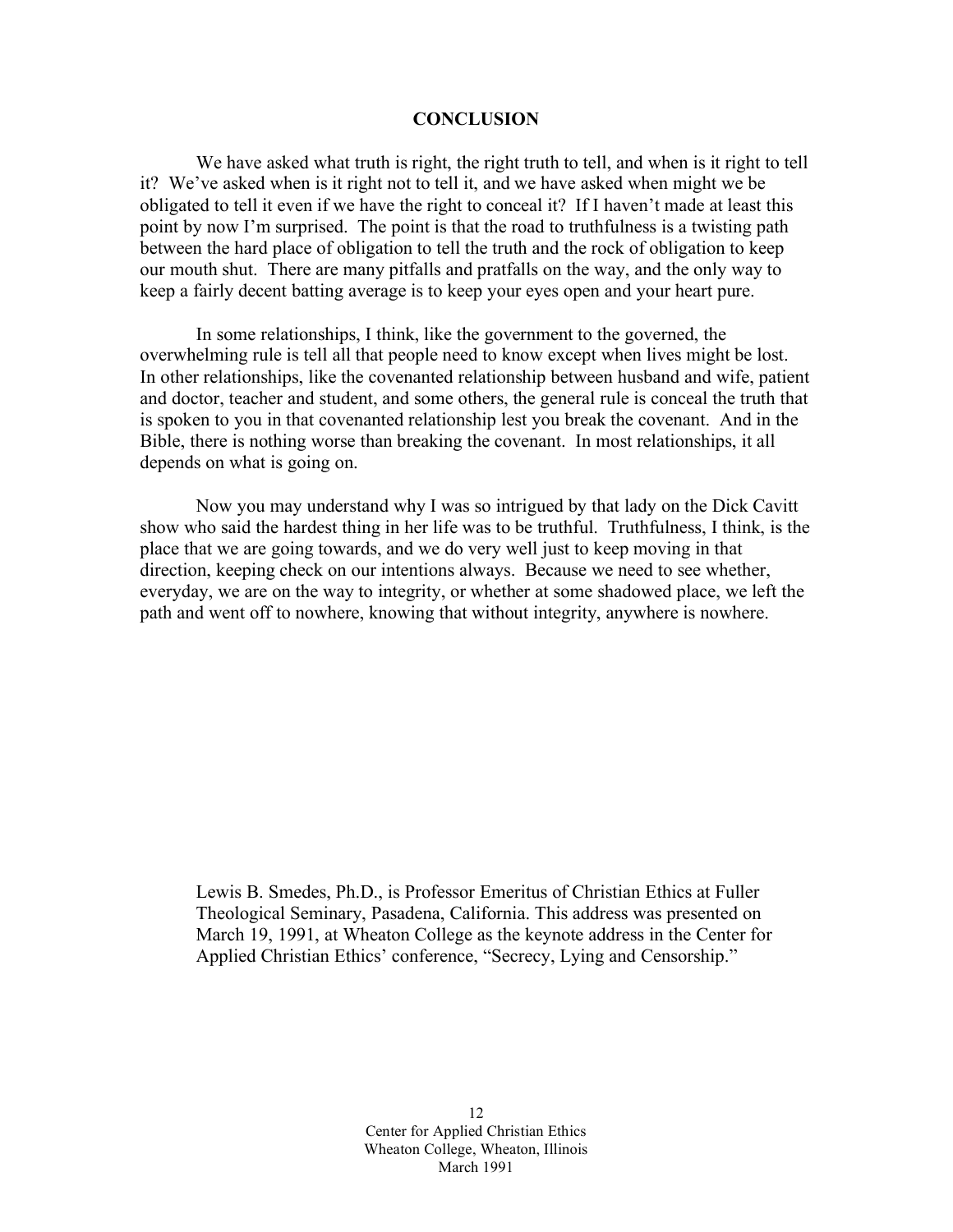## CONCLUSION

We have asked what truth is right, the right truth to tell, and when is it right to tell it? We've asked when is it right not to tell it, and we have asked when might we be obligated to tell it even if we have the right to conceal it? If I haven't made at least this point by now I'm surprised. The point is that the road to truthfulness is a twisting path between the hard place of obligation to tell the truth and the rock of obligation to keep our mouth shut. There are many pitfalls and pratfalls on the way, and the only way to keep a fairly decent batting average is to keep your eyes open and your heart pure.

In some relationships, I think, like the government to the governed, the overwhelming rule is tell all that people need to know except when lives might be lost. In other relationships, like the covenanted relationship between husband and wife, patient and doctor, teacher and student, and some others, the general rule is conceal the truth that is spoken to you in that covenanted relationship lest you break the covenant. And in the Bible, there is nothing worse than breaking the covenant. In most relationships, it all depends on what is going on.

Now you may understand why I was so intrigued by that lady on the Dick Cavitt show who said the hardest thing in her life was to be truthful. Truthfulness, I think, is the place that we are going towards, and we do very well just to keep moving in that direction, keeping check on our intentions always. Because we need to see whether, everyday, we are on the way to integrity, or whether at some shadowed place, we left the path and went off to nowhere, knowing that without integrity, anywhere is nowhere.

Lewis B. Smedes, Ph.D., is Professor Emeritus of Christian Ethics at Fuller Theological Seminary, Pasadena, California. This address was presented on March 19, 1991, at Wheaton College as the keynote address in the Center for Applied Christian Ethics' conference, "Secrecy, Lying and Censorship."